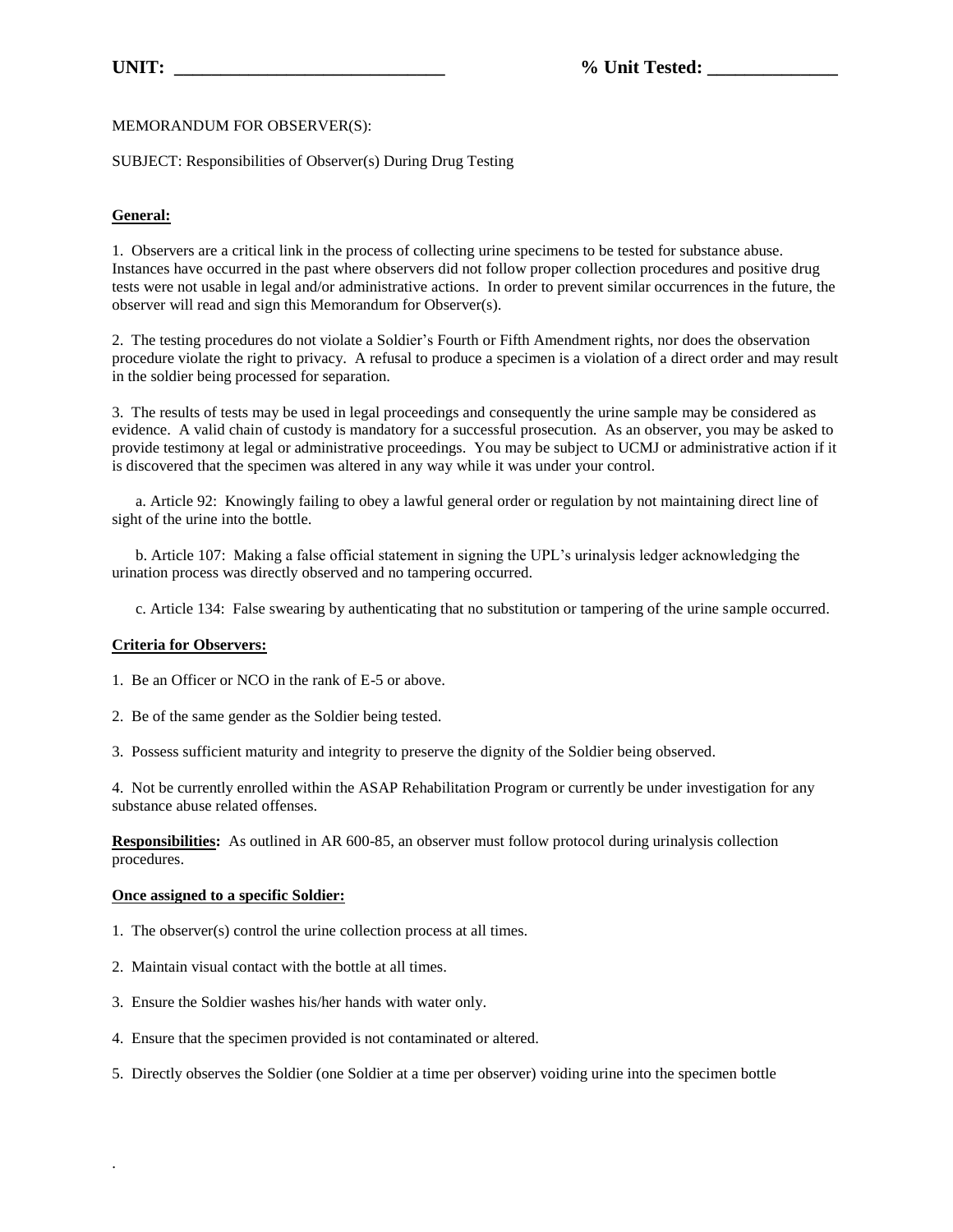**UNIT: _____________________________** **% Unit Tested: ______________**

MEMORANDUM FOR OBSERVER(S):

SUBJECT: Responsibilities of Observer(s) During Drug Testing

**General:**

1. Observers are a critical link in the process of collecting urine specimens to be tested for substance abuse. Instances have occurred in the past where observers did not follow proper collection procedures and positive drug tests were not usable in legal and/or administrative actions. In order to prevent similar occurrences in the future, the observer will read and sign this Memorandum for Observer(s).

2. The testing procedures do not violate a Soldier's Fourth or Fifth Amendment rights, nor does the observation procedure violate the right to privacy. A refusal to produce a specimen is a violation of a direct order and may result in the soldier being processed for separation.

3. The results of tests may be used in legal proceedings and consequently the urine sample may be considered as evidence. A valid chain of custody is mandatory for a successful prosecution. As an observer, you may be asked to provide testimony at legal or administrative proceedings. You may be subject to UCMJ or administrative action if it is discovered that the specimen was altered in any way while it was under your control.

a. Article 92: Knowingly failing to obey a lawful general order or regulation by not maintaining direct line of sight of the urine into the bottle.

b. Article 107: Making a false official statement in signing the UPL's urinalysis ledger acknowledging the urination process was directly observed and no tampering occurred.

c. Article 134: False swearing by authenticating that no substitution or tampering of the urine sample occurred.

**Criteria for Observers:**

1. Be an Officer or NCO in the rank of E-5 or above.

2. Be of the same gender as the Soldier being tested.

3. Possess sufficient maturity and integrity to preserve the dignity of the Soldier being observed.

4. Not be currently enrolled within the ASAP Rehabilitation Program or currently be under investigation for any substance abuse related offenses.

**Responsibilities:** As outlined in AR 600-85, an observer must follow protocol during urinalysis collection procedures.

**Once assigned to a specific Soldier:**

1. The observer(s) control the urine collection process at all times.

2. Maintain visual contact with the bottle at all times.

3. Ensure the Soldier washes his/her hands with water only.

4. Ensure that the specimen provided is not contaminated or altered.

5. Directly observes the Soldier (one Soldier at a time per observer) voiding urine into the specimen bottle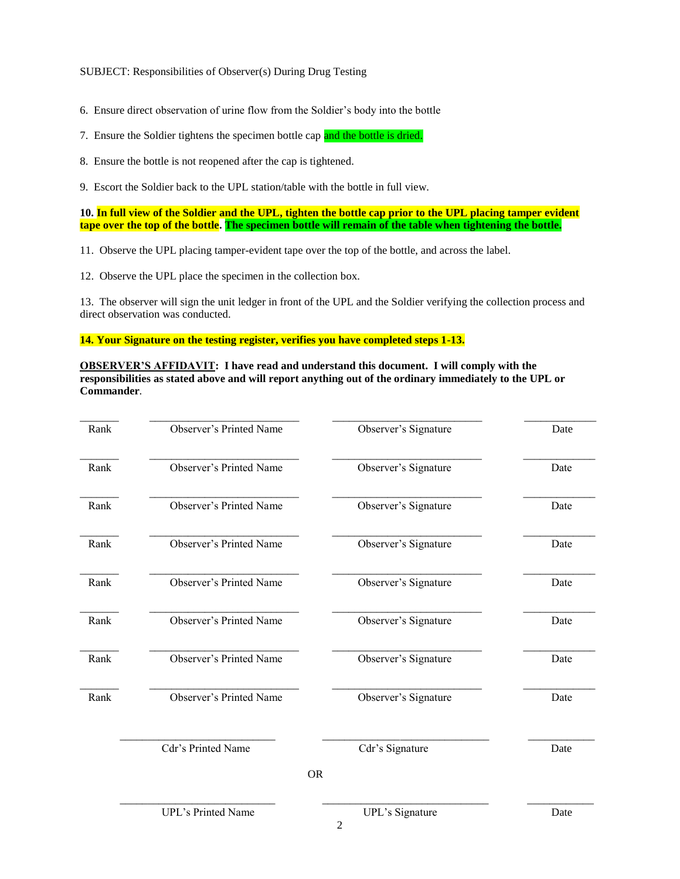SUBJECT: Responsibilities of Observer(s) During Drug Testing

6. Ensure direct observation of urine flow from the Soldier's body into the bottle

7. Ensure the Soldier tightens the specimen bottle cap and the bottle is dried.

8. Ensure the bottle is not reopened after the cap is tightened.

9. Escort the Soldier back to the UPL station/table with the bottle in full view.

**10. In full view of the Soldier and the UPL, tighten the bottle cap prior to the UPL placing tamper evident tape over the top of the bottle. The specimen bottle will remain of the table when tightening the bottle.**

11. Observe the UPL placing tamper-evident tape over the top of the bottle, and across the label.

12. Observe the UPL place the specimen in the collection box.

13. The observer will sign the unit ledger in front of the UPL and the Soldier verifying the collection process and direct observation was conducted.

**14. Your Signature on the testing register, verifies you have completed steps 1-13.**

**OBSERVER'S AFFIDAVIT: I have read and understand this document. I will comply with the responsibilities as stated above and will report anything out of the ordinary immediately to the UPL or Commander**.

| | | | |
|---|---|---|---|
| Rank | Observer's Printed Name | Observer's Signature | Date |
| Rank | Observer's Printed Name | Observer's Signature | Date |
| Rank | Observer's Printed Name | Observer's Signature | Date |
| Rank | Observer's Printed Name | Observer's Signature | Date |
| Rank | Observer's Printed Name | Observer's Signature | Date |
| Rank | Observer's Printed Name | Observer's Signature | Date |
| Rank | Observer's Printed Name | Observer's Signature | Date |
| Rank | Observer's Printed Name | Observer's Signature | Date |

| | | |
|---|---|---|
| Cdr's Printed Name | Cdr's Signature | Date |

OR

| | | |
|---|---|---|
| UPL's Printed Name | UPL's Signature | Date |